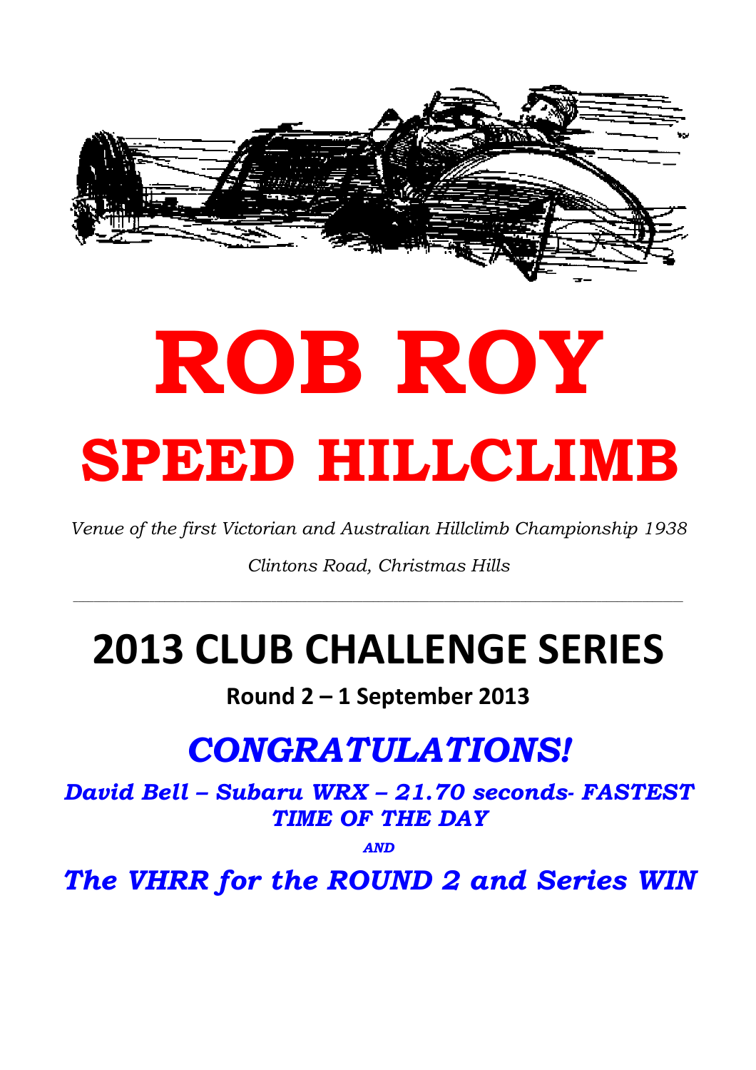# ROB ROY

# SPEED HILLCLIMB

*Venue of the first Victorian and Australian Hillclimb Championship 1938*

*Clintons Road, Christmas Hills*

---

## 2013 CLUB CHALLENGE SERIES

**Round 2 – 1 September 2013**

## *CONGRATULATIONS!*

***David Bell – Subaru WRX – 21.70 seconds- FASTEST TIME OF THE DAY***

***AND***

***The VHRR for the ROUND 2 and Series WIN***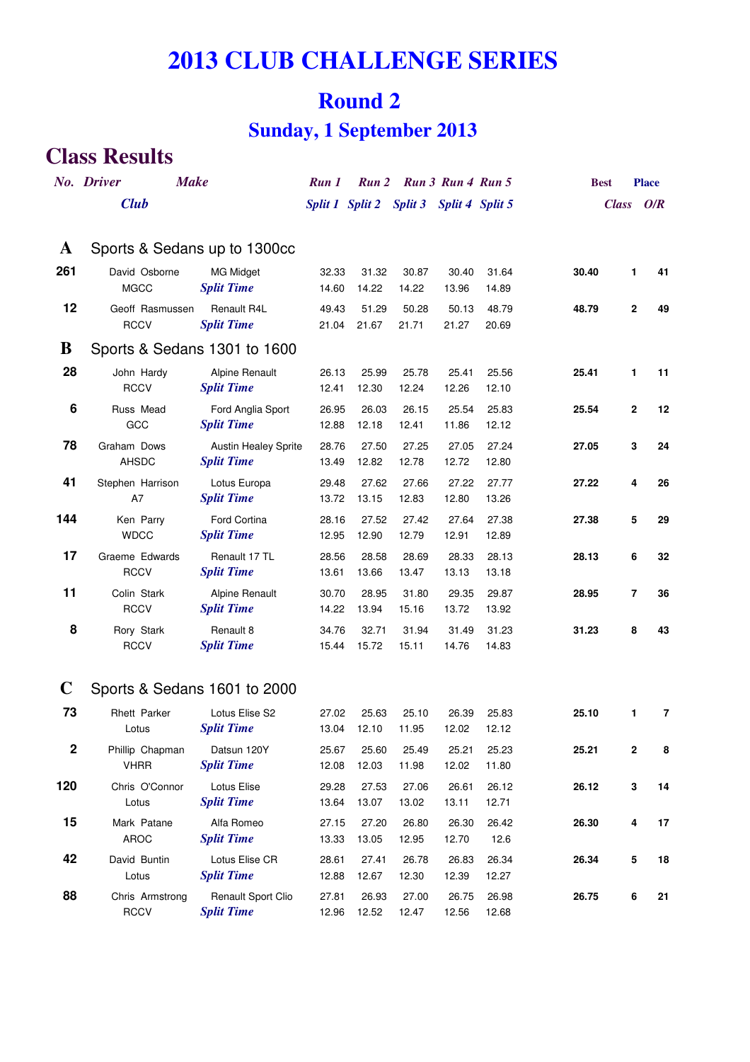# 2013 CLUB CHALLENGE SERIES

## Round 2

### Sunday, 1 September 2013

## Class Results

| No. | Driver / Club | Make | Run 1 / Split 1 | Run 2 / Split 2 | Run 3 / Split 3 | Run 4 / Split 4 | Run 5 / Split 5 | Best | Place Class | Place O/R |
|---|---|---|---|---|---|---|---|---|---|---|
| **A** | **Sports & Sedans up to 1300cc** | | | | | | | | | |
| 261 | David Osborne | MG Midget | 32.33 | 31.32 | 30.87 | 30.40 | 31.64 | 30.40 | 1 | 41 |
| | MGCC | *Split Time* | 14.60 | 14.22 | 14.22 | 13.96 | 14.89 | | | |
| 12 | Geoff Rasmussen | Renault R4L | 49.43 | 51.29 | 50.28 | 50.13 | 48.79 | 48.79 | 2 | 49 |
| | RCCV | *Split Time* | 21.04 | 21.67 | 21.71 | 21.27 | 20.69 | | | |
| **B** | **Sports & Sedans 1301 to 1600** | | | | | | | | | |
| 28 | John Hardy | Alpine Renault | 26.13 | 25.99 | 25.78 | 25.41 | 25.56 | 25.41 | 1 | 11 |
| | RCCV | *Split Time* | 12.41 | 12.30 | 12.24 | 12.26 | 12.10 | | | |
| 6 | Russ Mead | Ford Anglia Sport | 26.95 | 26.03 | 26.15 | 25.54 | 25.83 | 25.54 | 2 | 12 |
| | GCC | *Split Time* | 12.88 | 12.18 | 12.41 | 11.86 | 12.12 | | | |
| 78 | Graham Dows | Austin Healey Sprite | 28.76 | 27.50 | 27.25 | 27.05 | 27.24 | 27.05 | 3 | 24 |
| | AHSDC | *Split Time* | 13.49 | 12.82 | 12.78 | 12.72 | 12.80 | | | |
| 41 | Stephen Harrison | Lotus Europa | 29.48 | 27.62 | 27.66 | 27.22 | 27.77 | 27.22 | 4 | 26 |
| | A7 | *Split Time* | 13.72 | 13.15 | 12.83 | 12.80 | 13.26 | | | |
| 144 | Ken Parry | Ford Cortina | 28.16 | 27.52 | 27.42 | 27.64 | 27.38 | 27.38 | 5 | 29 |
| | WDCC | *Split Time* | 12.95 | 12.90 | 12.79 | 12.91 | 12.89 | | | |
| 17 | Graeme Edwards | Renault 17 TL | 28.56 | 28.58 | 28.69 | 28.33 | 28.13 | 28.13 | 6 | 32 |
| | RCCV | *Split Time* | 13.61 | 13.66 | 13.47 | 13.13 | 13.18 | | | |
| 11 | Colin Stark | Alpine Renault | 30.70 | 28.95 | 31.80 | 29.35 | 29.87 | 28.95 | 7 | 36 |
| | RCCV | *Split Time* | 14.22 | 13.94 | 15.16 | 13.72 | 13.92 | | | |
| 8 | Rory Stark | Renault 8 | 34.76 | 32.71 | 31.94 | 31.49 | 31.23 | 31.23 | 8 | 43 |
| | RCCV | *Split Time* | 15.44 | 15.72 | 15.11 | 14.76 | 14.83 | | | |
| **C** | **Sports & Sedans 1601 to 2000** | | | | | | | | | |
| 73 | Rhett Parker | Lotus Elise S2 | 27.02 | 25.63 | 25.10 | 26.39 | 25.83 | 25.10 | 1 | 7 |
| | Lotus | *Split Time* | 13.04 | 12.10 | 11.95 | 12.02 | 12.12 | | | |
| 2 | Phillip Chapman | Datsun 120Y | 25.67 | 25.60 | 25.49 | 25.21 | 25.23 | 25.21 | 2 | 8 |
| | VHRR | *Split Time* | 12.08 | 12.03 | 11.98 | 12.02 | 11.80 | | | |
| 120 | Chris O'Connor | Lotus Elise | 29.28 | 27.53 | 27.06 | 26.61 | 26.12 | 26.12 | 3 | 14 |
| | Lotus | *Split Time* | 13.64 | 13.07 | 13.02 | 13.11 | 12.71 | | | |
| 15 | Mark Patane | Alfa Romeo | 27.15 | 27.20 | 26.80 | 26.30 | 26.42 | 26.30 | 4 | 17 |
| | AROC | *Split Time* | 13.33 | 13.05 | 12.95 | 12.70 | 12.6 | | | |
| 42 | David Buntin | Lotus Elise CR | 28.61 | 27.41 | 26.78 | 26.83 | 26.34 | 26.34 | 5 | 18 |
| | Lotus | *Split Time* | 12.88 | 12.67 | 12.30 | 12.39 | 12.27 | | | |
| 88 | Chris Armstrong | Renault Sport Clio | 27.81 | 26.93 | 27.00 | 26.75 | 26.98 | 26.75 | 6 | 21 |
| | RCCV | *Split Time* | 12.96 | 12.52 | 12.47 | 12.56 | 12.68 | | | |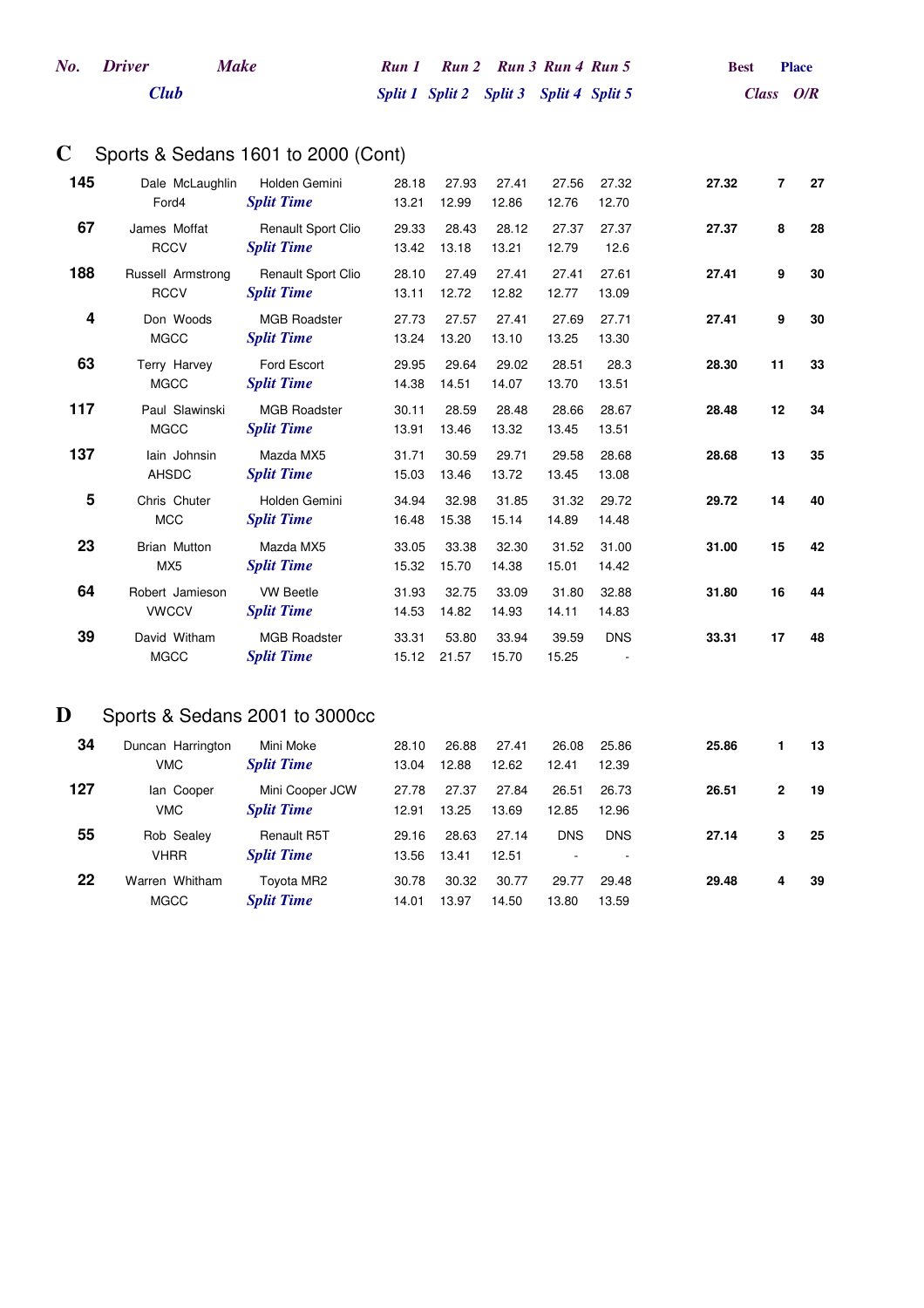| No. | Driver / Club | Make | Run 1 / Split 1 | Run 2 / Split 2 | Run 3 / Split 3 | Run 4 / Split 4 | Run 5 / Split 5 | Best | Place Class | Place O/R |
|---|---|---|---|---|---|---|---|---|---|---|

## C Sports & Sedans 1601 to 2000 (Cont)

| No. | Driver / Club | Make | Run 1 / Split 1 | Run 2 / Split 2 | Run 3 / Split 3 | Run 4 / Split 4 | Run 5 / Split 5 | Best | Class | O/R |
|---|---|---|---|---|---|---|---|---|---|---|
| 145 | Dale McLaughlin | Holden Gemini | 28.18 | 27.93 | 27.41 | 27.56 | 27.32 | 27.32 | 7 | 27 |
| | Ford4 | *Split Time* | 13.21 | 12.99 | 12.86 | 12.76 | 12.70 | | | |
| 67 | James Moffat | Renault Sport Clio | 29.33 | 28.43 | 28.12 | 27.37 | 27.37 | 27.37 | 8 | 28 |
| | RCCV | *Split Time* | 13.42 | 13.18 | 13.21 | 12.79 | 12.6 | | | |
| 188 | Russell Armstrong | Renault Sport Clio | 28.10 | 27.49 | 27.41 | 27.41 | 27.61 | 27.41 | 9 | 30 |
| | RCCV | *Split Time* | 13.11 | 12.72 | 12.82 | 12.77 | 13.09 | | | |
| 4 | Don Woods | MGB Roadster | 27.73 | 27.57 | 27.41 | 27.69 | 27.71 | 27.41 | 9 | 30 |
| | MGCC | *Split Time* | 13.24 | 13.20 | 13.10 | 13.25 | 13.30 | | | |
| 63 | Terry Harvey | Ford Escort | 29.95 | 29.64 | 29.02 | 28.51 | 28.3 | 28.30 | 11 | 33 |
| | MGCC | *Split Time* | 14.38 | 14.51 | 14.07 | 13.70 | 13.51 | | | |
| 117 | Paul Slawinski | MGB Roadster | 30.11 | 28.59 | 28.48 | 28.66 | 28.67 | 28.48 | 12 | 34 |
| | MGCC | *Split Time* | 13.91 | 13.46 | 13.32 | 13.45 | 13.51 | | | |
| 137 | Iain Johnsin | Mazda MX5 | 31.71 | 30.59 | 29.71 | 29.58 | 28.68 | 28.68 | 13 | 35 |
| | AHSDC | *Split Time* | 15.03 | 13.46 | 13.72 | 13.45 | 13.08 | | | |
| 5 | Chris Chuter | Holden Gemini | 34.94 | 32.98 | 31.85 | 31.32 | 29.72 | 29.72 | 14 | 40 |
| | MCC | *Split Time* | 16.48 | 15.38 | 15.14 | 14.89 | 14.48 | | | |
| 23 | Brian Mutton | Mazda MX5 | 33.05 | 33.38 | 32.30 | 31.52 | 31.00 | 31.00 | 15 | 42 |
| | MX5 | *Split Time* | 15.32 | 15.70 | 14.38 | 15.01 | 14.42 | | | |
| 64 | Robert Jamieson | VW Beetle | 31.93 | 32.75 | 33.09 | 31.80 | 32.88 | 31.80 | 16 | 44 |
| | VWCCV | *Split Time* | 14.53 | 14.82 | 14.93 | 14.11 | 14.83 | | | |
| 39 | David Witham | MGB Roadster | 33.31 | 53.80 | 33.94 | 39.59 | DNS | 33.31 | 17 | 48 |
| | MGCC | *Split Time* | 15.12 | 21.57 | 15.70 | 15.25 | - | | | |

## D Sports & Sedans 2001 to 3000cc

| No. | Driver / Club | Make | Run 1 / Split 1 | Run 2 / Split 2 | Run 3 / Split 3 | Run 4 / Split 4 | Run 5 / Split 5 | Best | Class | O/R |
|---|---|---|---|---|---|---|---|---|---|---|
| 34 | Duncan Harrington | Mini Moke | 28.10 | 26.88 | 27.41 | 26.08 | 25.86 | 25.86 | 1 | 13 |
| | VMC | *Split Time* | 13.04 | 12.88 | 12.62 | 12.41 | 12.39 | | | |
| 127 | Ian Cooper | Mini Cooper JCW | 27.78 | 27.37 | 27.84 | 26.51 | 26.73 | 26.51 | 2 | 19 |
| | VMC | *Split Time* | 12.91 | 13.25 | 13.69 | 12.85 | 12.96 | | | |
| 55 | Rob Sealey | Renault R5T | 29.16 | 28.63 | 27.14 | DNS | DNS | 27.14 | 3 | 25 |
| | VHRR | *Split Time* | 13.56 | 13.41 | 12.51 | - | - | | | |
| 22 | Warren Whitham | Toyota MR2 | 30.78 | 30.32 | 30.77 | 29.77 | 29.48 | 29.48 | 4 | 39 |
| | MGCC | *Split Time* | 14.01 | 13.97 | 14.50 | 13.80 | 13.59 | | | |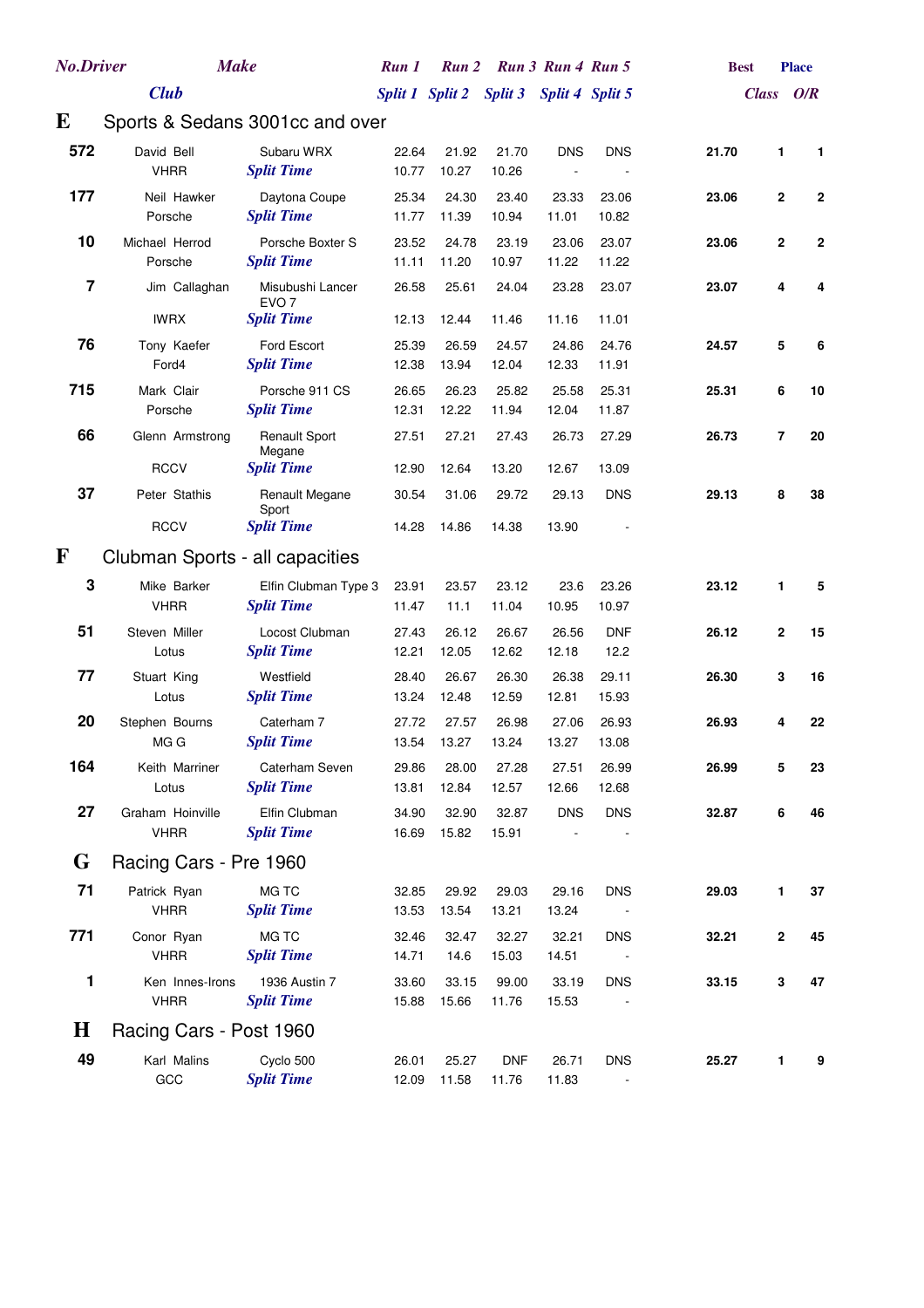| No. | Driver / Club | Make | Run 1 / Split 1 | Run 2 / Split 2 | Run 3 / Split 3 | Run 4 / Split 4 | Run 5 / Split 5 | Best | Place Class | Place O/R |
|---|---|---|---|---|---|---|---|---|---|---|
| **E** | **Sports & Sedans 3001cc and over** | | | | | | | | | |
| **572** | David Bell | Subaru WRX | 22.64 | 21.92 | 21.70 | DNS | DNS | **21.70** | **1** | **1** |
| | VHRR | *Split Time* | 10.77 | 10.27 | 10.26 | - | - | | | |
| **177** | Neil Hawker | Daytona Coupe | 25.34 | 24.30 | 23.40 | 23.33 | 23.06 | **23.06** | **2** | **2** |
| | Porsche | *Split Time* | 11.77 | 11.39 | 10.94 | 11.01 | 10.82 | | | |
| **10** | Michael Herrod | Porsche Boxter S | 23.52 | 24.78 | 23.19 | 23.06 | 23.07 | **23.06** | **2** | **2** |
| | Porsche | *Split Time* | 11.11 | 11.20 | 10.97 | 11.22 | 11.22 | | | |
| **7** | Jim Callaghan | Misubushi Lancer EVO 7 | 26.58 | 25.61 | 24.04 | 23.28 | 23.07 | **23.07** | **4** | **4** |
| | IWRX | *Split Time* | 12.13 | 12.44 | 11.46 | 11.16 | 11.01 | | | |
| **76** | Tony Kaefer | Ford Escort | 25.39 | 26.59 | 24.57 | 24.86 | 24.76 | **24.57** | **5** | **6** |
| | Ford4 | *Split Time* | 12.38 | 13.94 | 12.04 | 12.33 | 11.91 | | | |
| **715** | Mark Clair | Porsche 911 CS | 26.65 | 26.23 | 25.82 | 25.58 | 25.31 | **25.31** | **6** | **10** |
| | Porsche | *Split Time* | 12.31 | 12.22 | 11.94 | 12.04 | 11.87 | | | |
| **66** | Glenn Armstrong | Renault Sport Megane | 27.51 | 27.21 | 27.43 | 26.73 | 27.29 | **26.73** | **7** | **20** |
| | RCCV | *Split Time* | 12.90 | 12.64 | 13.20 | 12.67 | 13.09 | | | |
| **37** | Peter Stathis | Renault Megane Sport | 30.54 | 31.06 | 29.72 | 29.13 | DNS | **29.13** | **8** | **38** |
| | RCCV | *Split Time* | 14.28 | 14.86 | 14.38 | 13.90 | - | | | |
| **F** | **Clubman Sports - all capacities** | | | | | | | | | |
| **3** | Mike Barker | Elfin Clubman Type 3 | 23.91 | 23.57 | 23.12 | 23.6 | 23.26 | **23.12** | **1** | **5** |
| | VHRR | *Split Time* | 11.47 | 11.1 | 11.04 | 10.95 | 10.97 | | | |
| **51** | Steven Miller | Locost Clubman | 27.43 | 26.12 | 26.67 | 26.56 | DNF | **26.12** | **2** | **15** |
| | Lotus | *Split Time* | 12.21 | 12.05 | 12.62 | 12.18 | 12.2 | | | |
| **77** | Stuart King | Westfield | 28.40 | 26.67 | 26.30 | 26.38 | 29.11 | **26.30** | **3** | **16** |
| | Lotus | *Split Time* | 13.24 | 12.48 | 12.59 | 12.81 | 15.93 | | | |
| **20** | Stephen Bourns | Caterham 7 | 27.72 | 27.57 | 26.98 | 27.06 | 26.93 | **26.93** | **4** | **22** |
| | MG G | *Split Time* | 13.54 | 13.27 | 13.24 | 13.27 | 13.08 | | | |
| **164** | Keith Marriner | Caterham Seven | 29.86 | 28.00 | 27.28 | 27.51 | 26.99 | **26.99** | **5** | **23** |
| | Lotus | *Split Time* | 13.81 | 12.84 | 12.57 | 12.66 | 12.68 | | | |
| **27** | Graham Hoinville | Elfin Clubman | 34.90 | 32.90 | 32.87 | DNS | DNS | **32.87** | **6** | **46** |
| | VHRR | *Split Time* | 16.69 | 15.82 | 15.91 | - | - | | | |
| **G** | **Racing Cars - Pre 1960** | | | | | | | | | |
| **71** | Patrick Ryan | MG TC | 32.85 | 29.92 | 29.03 | 29.16 | DNS | **29.03** | **1** | **37** |
| | VHRR | *Split Time* | 13.53 | 13.54 | 13.21 | 13.24 | - | | | |
| **771** | Conor Ryan | MG TC | 32.46 | 32.47 | 32.27 | 32.21 | DNS | **32.21** | **2** | **45** |
| | VHRR | *Split Time* | 14.71 | 14.6 | 15.03 | 14.51 | - | | | |
| **1** | Ken Innes-Irons | 1936 Austin 7 | 33.60 | 33.15 | 99.00 | 33.19 | DNS | **33.15** | **3** | **47** |
| | VHRR | *Split Time* | 15.88 | 15.66 | 11.76 | 15.53 | - | | | |
| **H** | **Racing Cars - Post 1960** | | | | | | | | | |
| **49** | Karl Malins | Cyclo 500 | 26.01 | 25.27 | DNF | 26.71 | DNS | **25.27** | **1** | **9** |
| | GCC | *Split Time* | 12.09 | 11.58 | 11.76 | 11.83 | - | | | |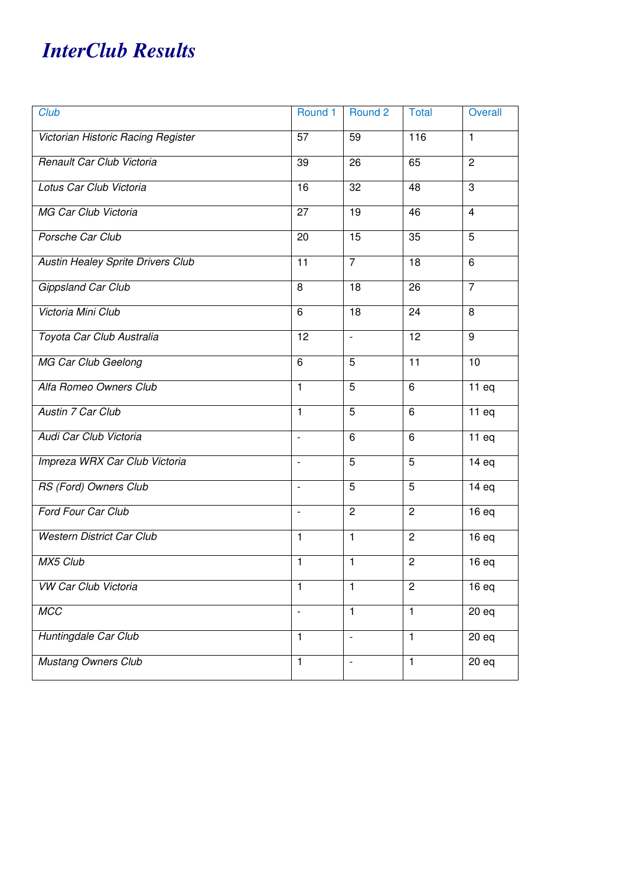# *InterClub Results*

| *Club* | Round 1 | Round 2 | Total | Overall |
|---|---|---|---|---|
| *Victorian Historic Racing Register* | 57 | 59 | 116 | 1 |
| *Renault Car Club Victoria* | 39 | 26 | 65 | 2 |
| *Lotus Car Club Victoria* | 16 | 32 | 48 | 3 |
| *MG Car Club Victoria* | 27 | 19 | 46 | 4 |
| *Porsche Car Club* | 20 | 15 | 35 | 5 |
| *Austin Healey Sprite Drivers Club* | 11 | 7 | 18 | 6 |
| *Gippsland Car Club* | 8 | 18 | 26 | 7 |
| *Victoria Mini Club* | 6 | 18 | 24 | 8 |
| *Toyota Car Club Australia* | 12 | - | 12 | 9 |
| *MG Car Club Geelong* | 6 | 5 | 11 | 10 |
| *Alfa Romeo Owners Club* | 1 | 5 | 6 | 11 eq |
| *Austin 7 Car Club* | 1 | 5 | 6 | 11 eq |
| *Audi Car Club Victoria* | - | 6 | 6 | 11 eq |
| *Impreza WRX Car Club Victoria* | - | 5 | 5 | 14 eq |
| *RS (Ford) Owners Club* | - | 5 | 5 | 14 eq |
| *Ford Four Car Club* | - | 2 | 2 | 16 eq |
| *Western District Car Club* | 1 | 1 | 2 | 16 eq |
| *MX5 Club* | 1 | 1 | 2 | 16 eq |
| *VW Car Club Victoria* | 1 | 1 | 2 | 16 eq |
| *MCC* | - | 1 | 1 | 20 eq |
| *Huntingdale Car Club* | 1 | - | 1 | 20 eq |
| *Mustang Owners Club* | 1 | - | 1 | 20 eq |